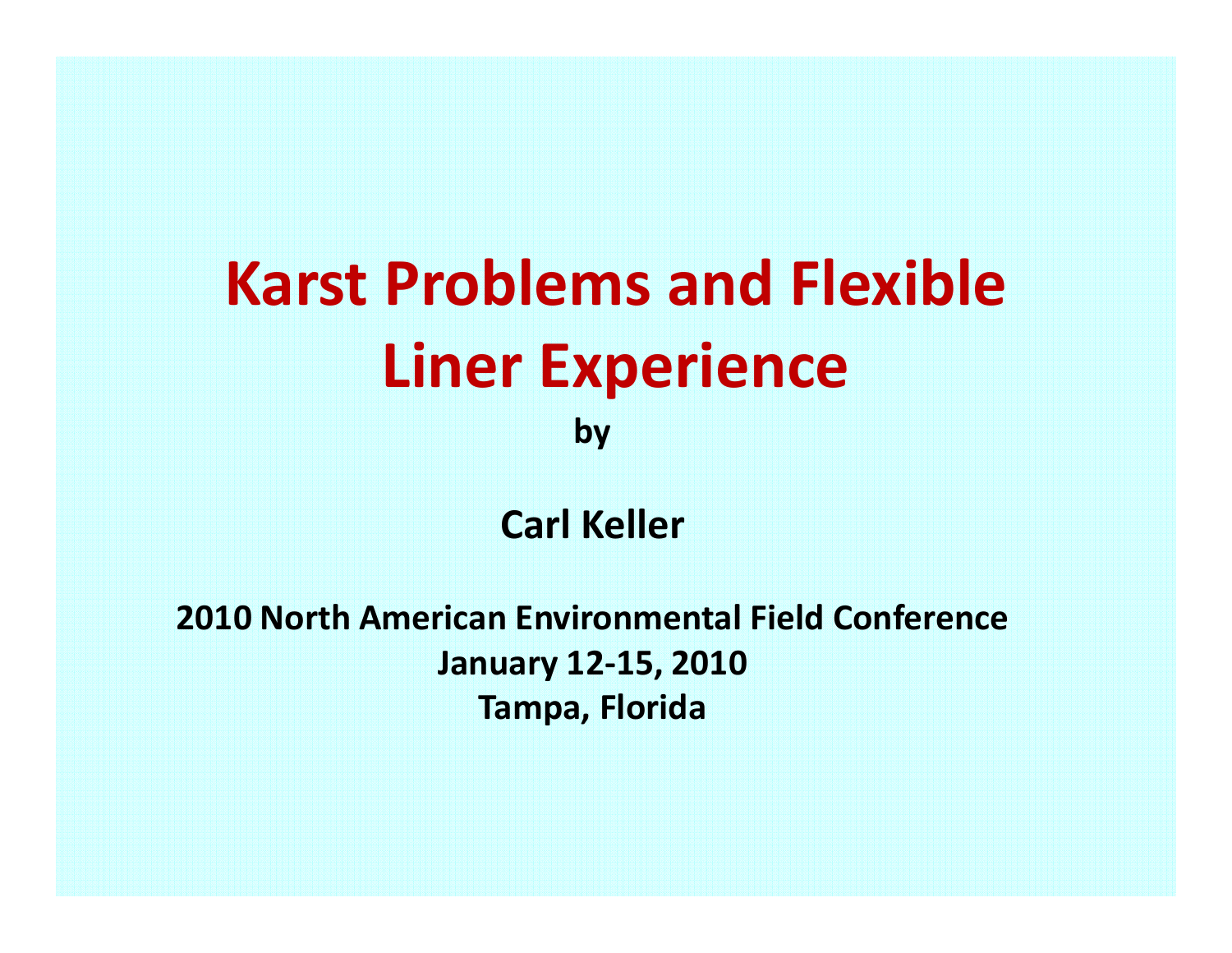# Karst Problems and Flexible Liner Experience

**by**

**Carl Keller**

**2010 North American Environmental Field Conference**
**January 12-15, 2010**
**Tampa, Florida**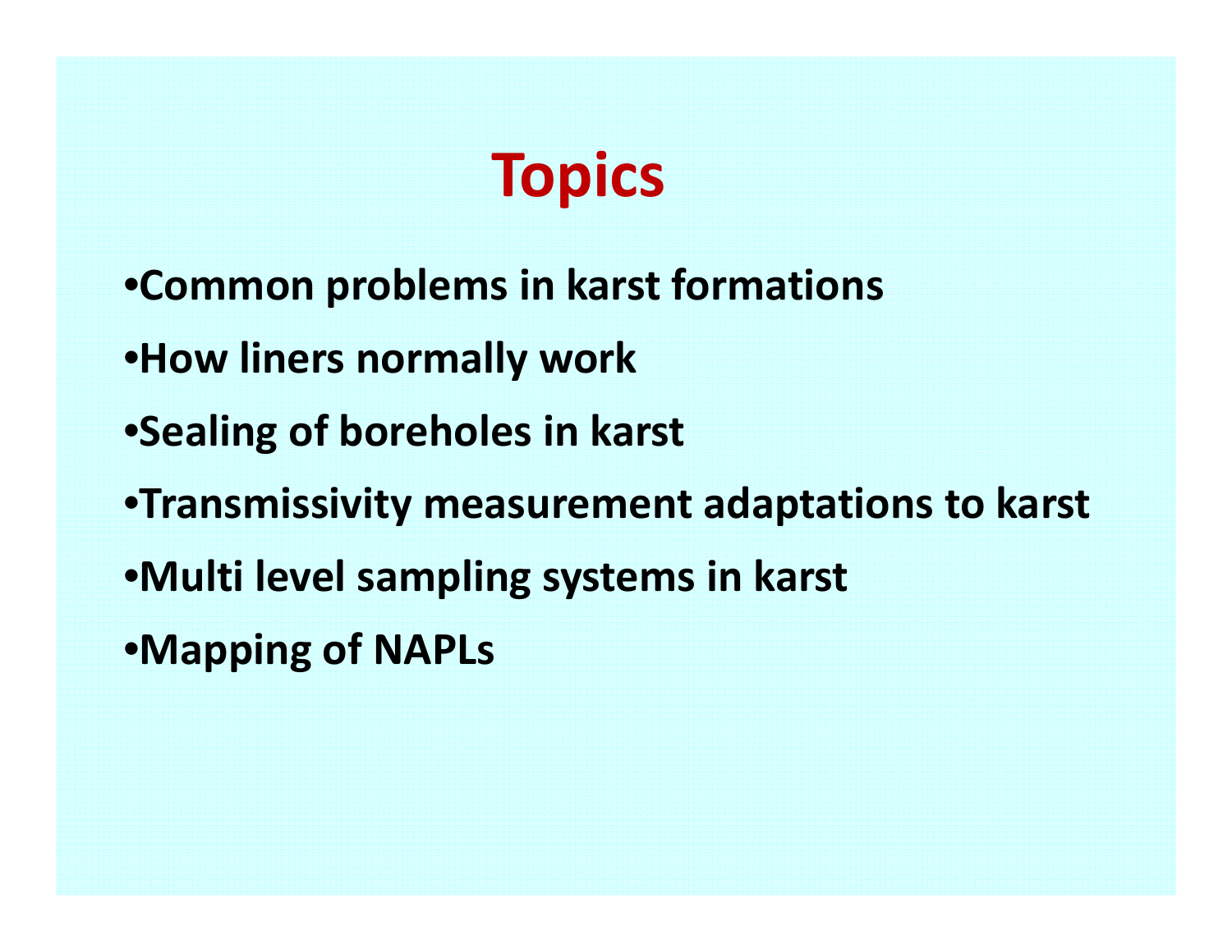# Topics

- Common problems in karst formations
- How liners normally work
- Sealing of boreholes in karst
- Transmissivity measurement adaptations to karst
- Multi level sampling systems in karst
- Mapping of NAPLs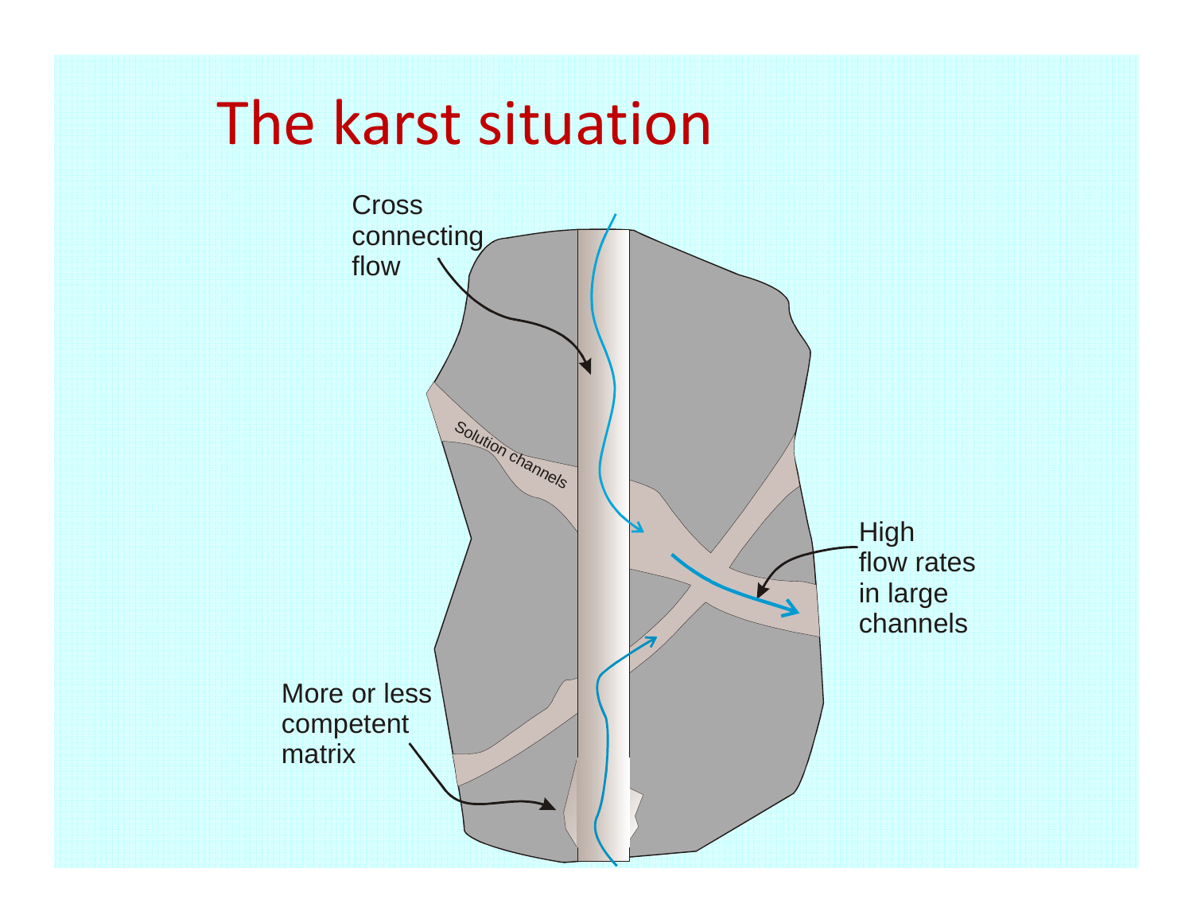# The karst situation

Cross connecting flow

Solution channels

High flow rates in large channels

More or less competent matrix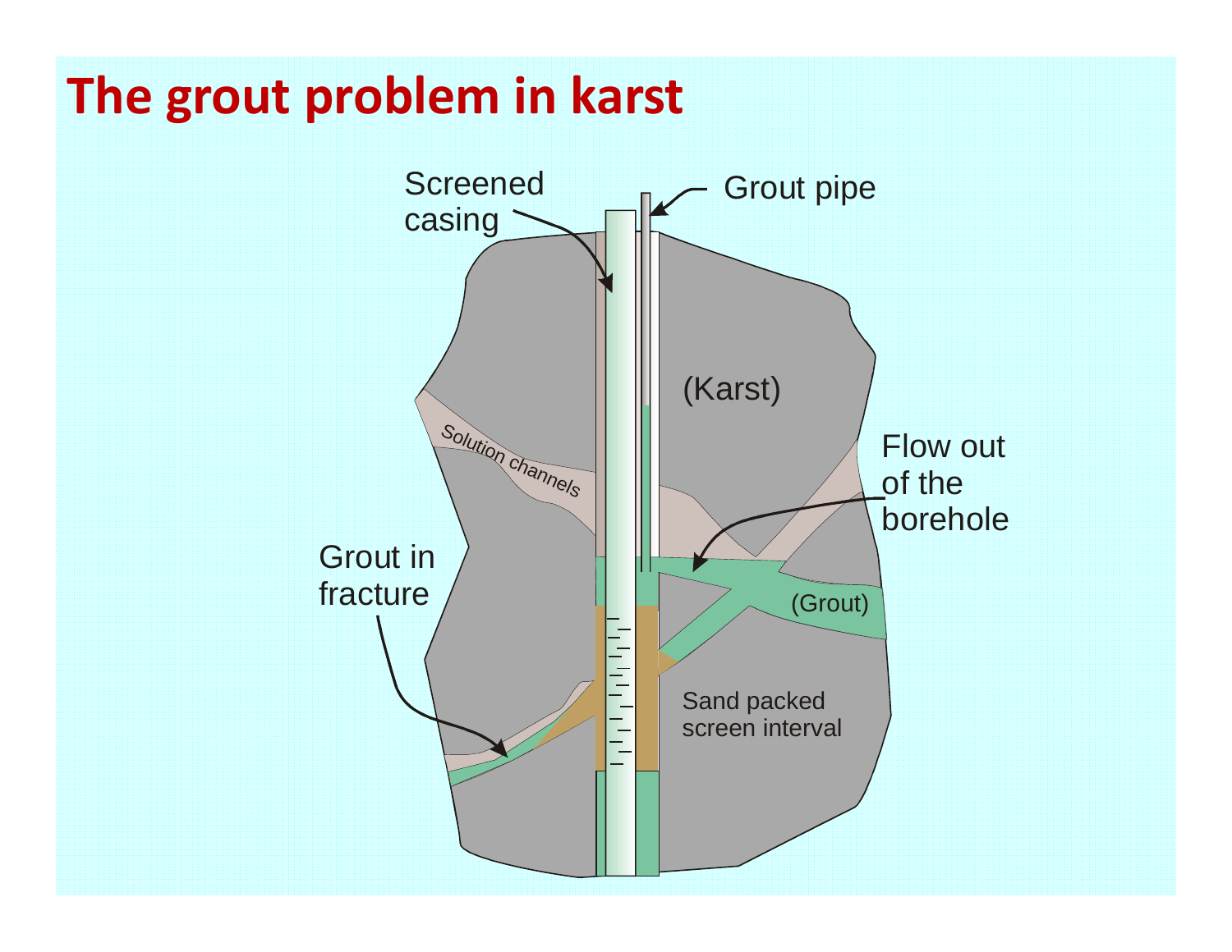# The grout problem in karst

Screened casing

Grout pipe

(Karst)

Solution channels

Flow out of the borehole

Grout in fracture

(Grout)

Sand packed screen interval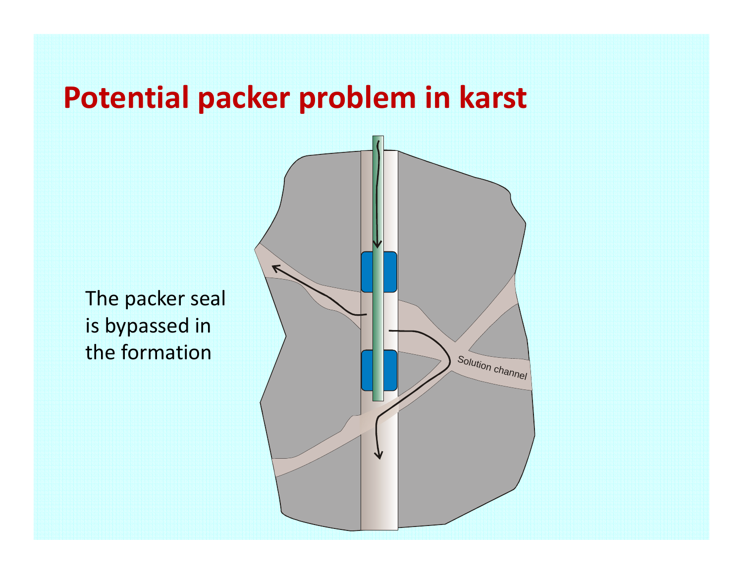# Potential packer problem in karst

The packer seal is bypassed in the formation

Solution channel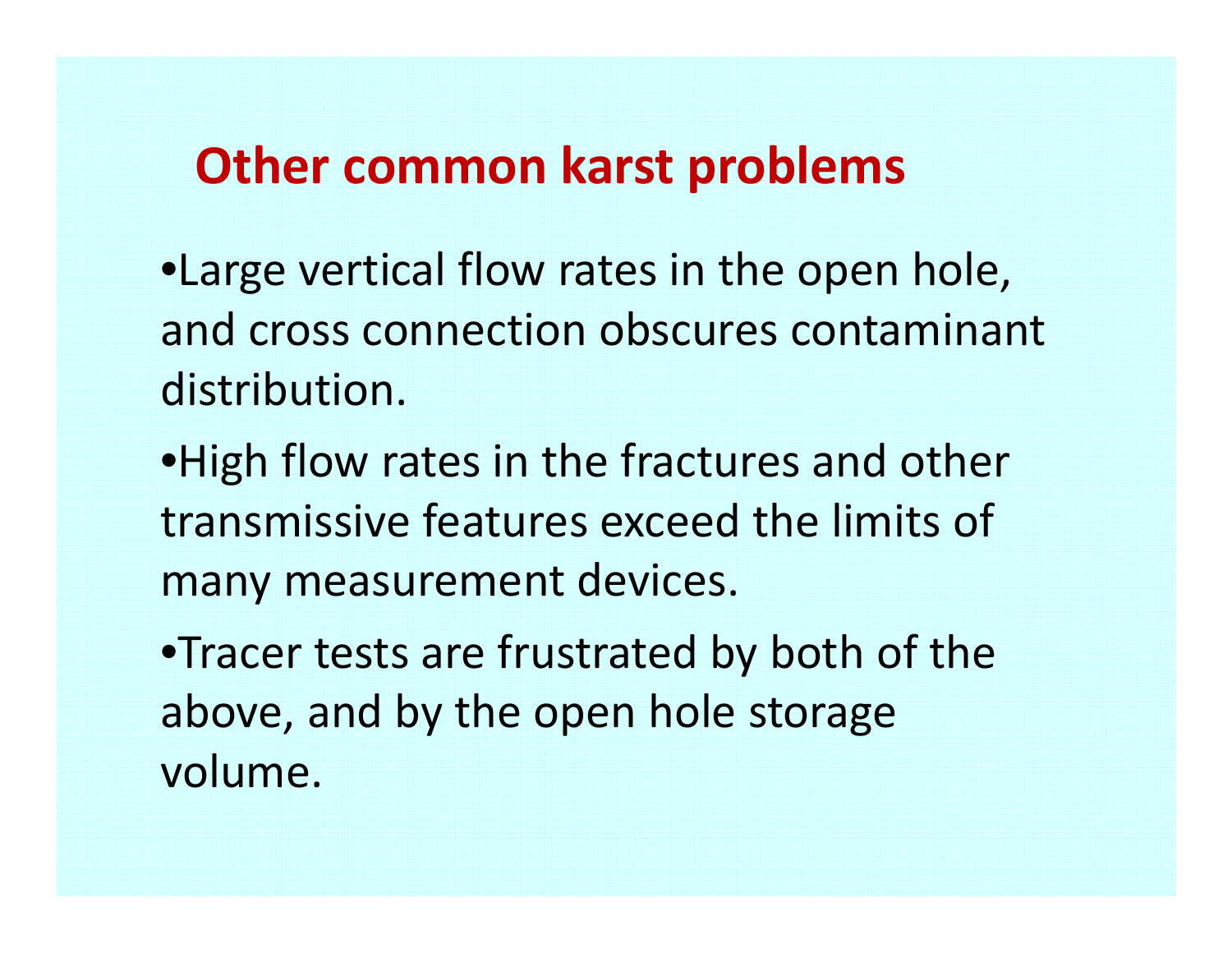# Other common karst problems

- Large vertical flow rates in the open hole, and cross connection obscures contaminant distribution.
- High flow rates in the fractures and other transmissive features exceed the limits of many measurement devices.
- Tracer tests are frustrated by both of the above, and by the open hole storage volume.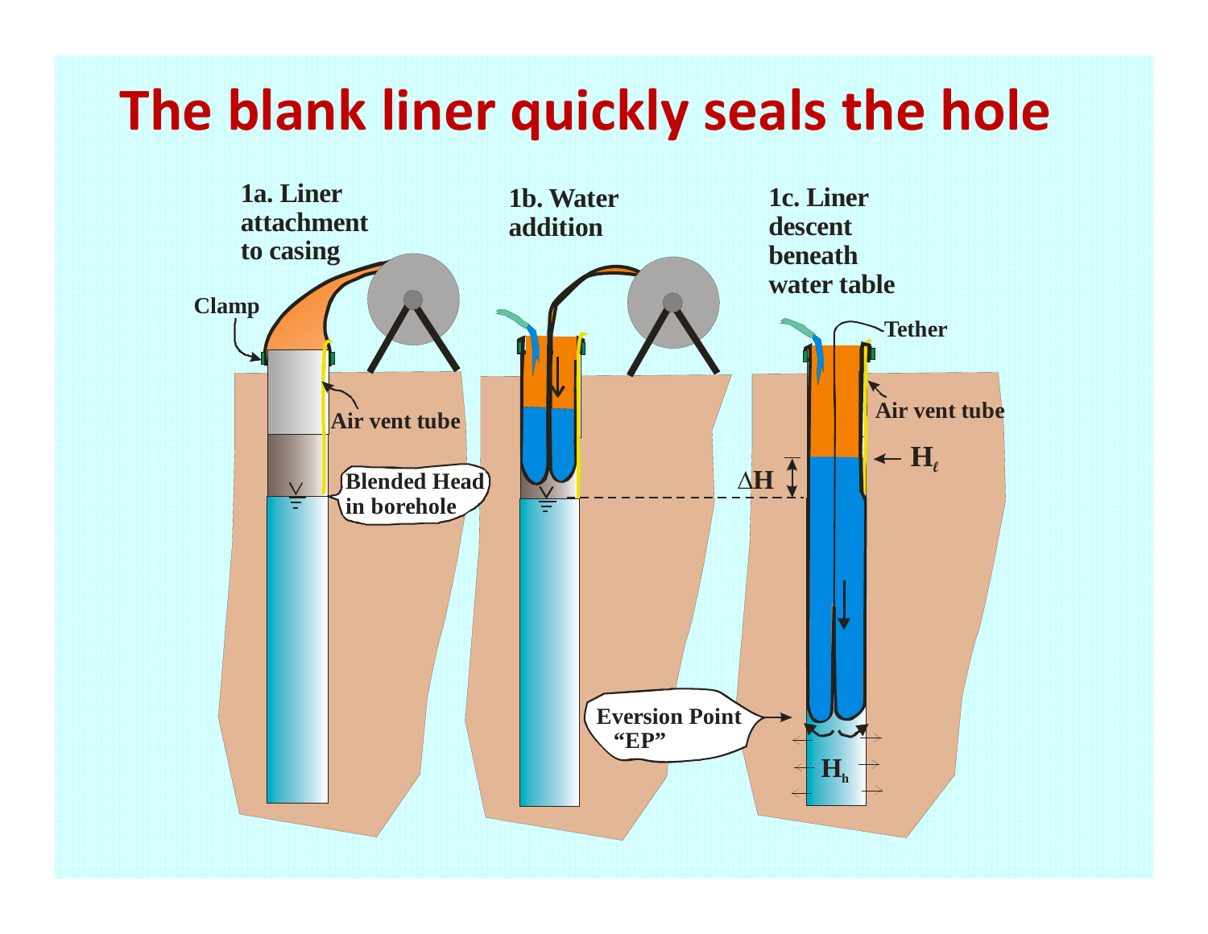# The blank liner quickly seals the hole

1a. Liner attachment to casing

Clamp

Air vent tube

Blended Head in borehole

1b. Water addition

1c. Liner descent beneath water table

Tether

Air vent tube

$\Delta H$

$H_\ell$

Eversion Point "EP"

$H_h$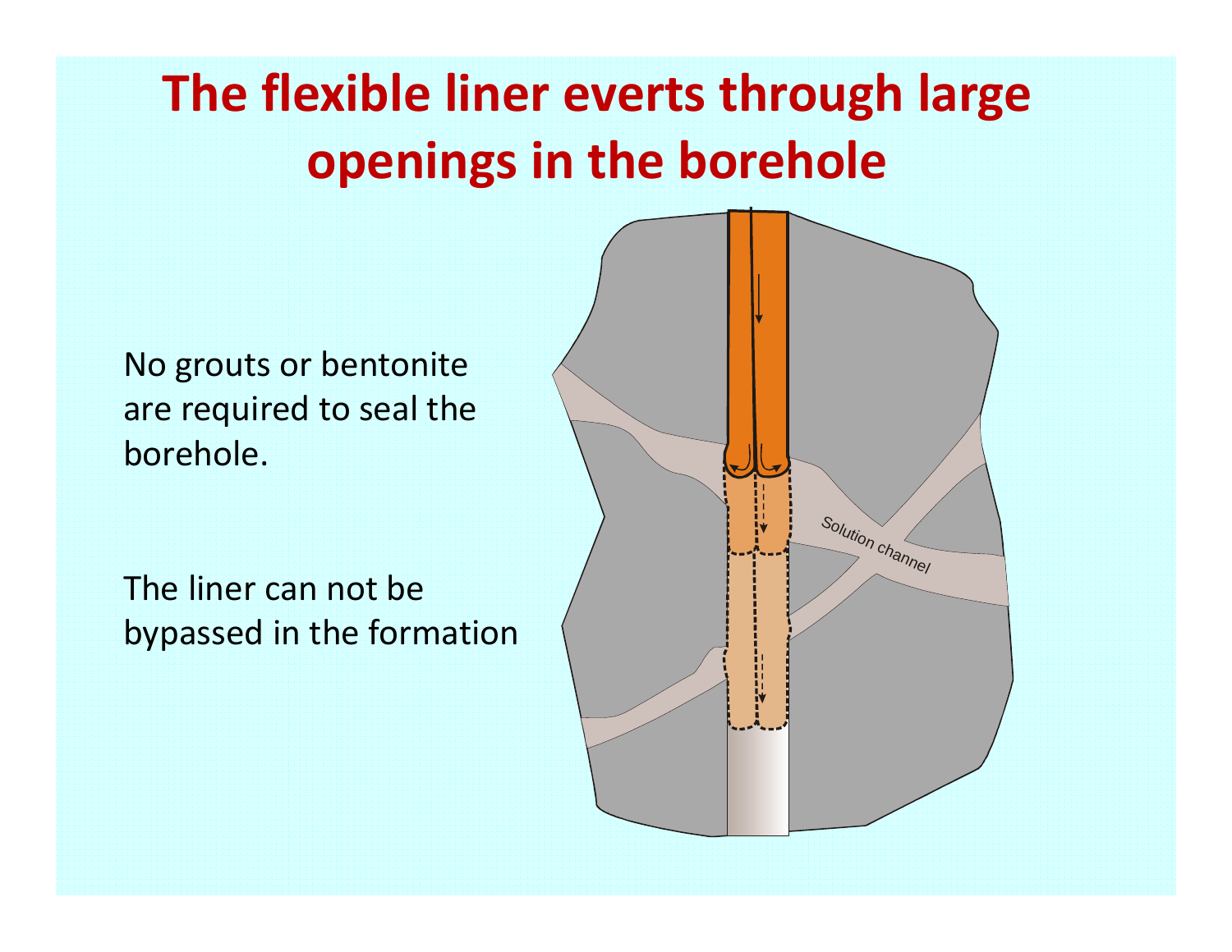# The flexible liner everts through large openings in the borehole

No grouts or bentonite are required to seal the borehole.

The liner can not be bypassed in the formation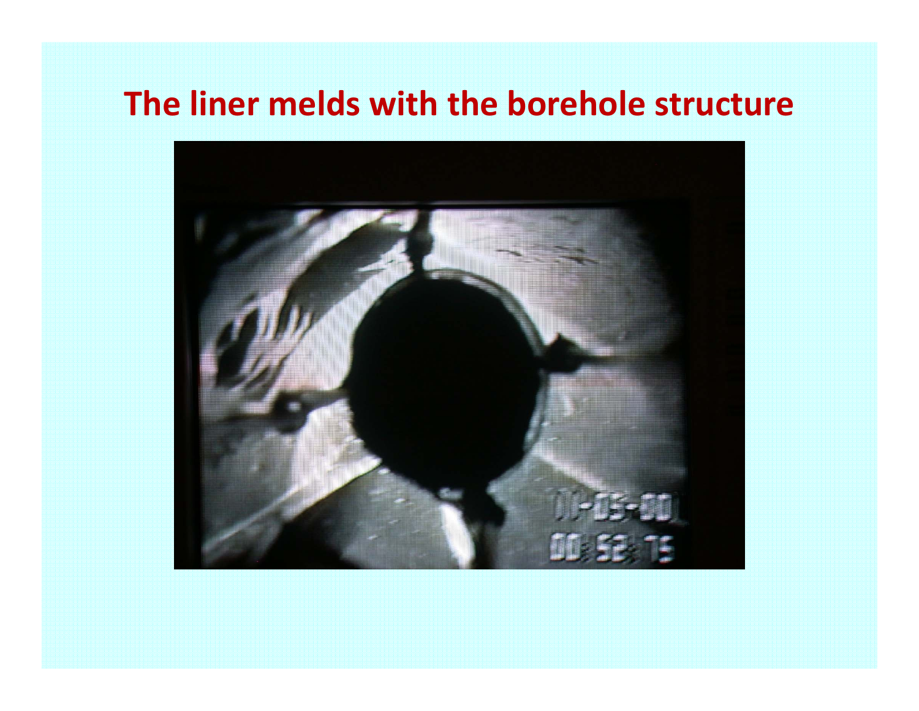# The liner melds with the borehole structure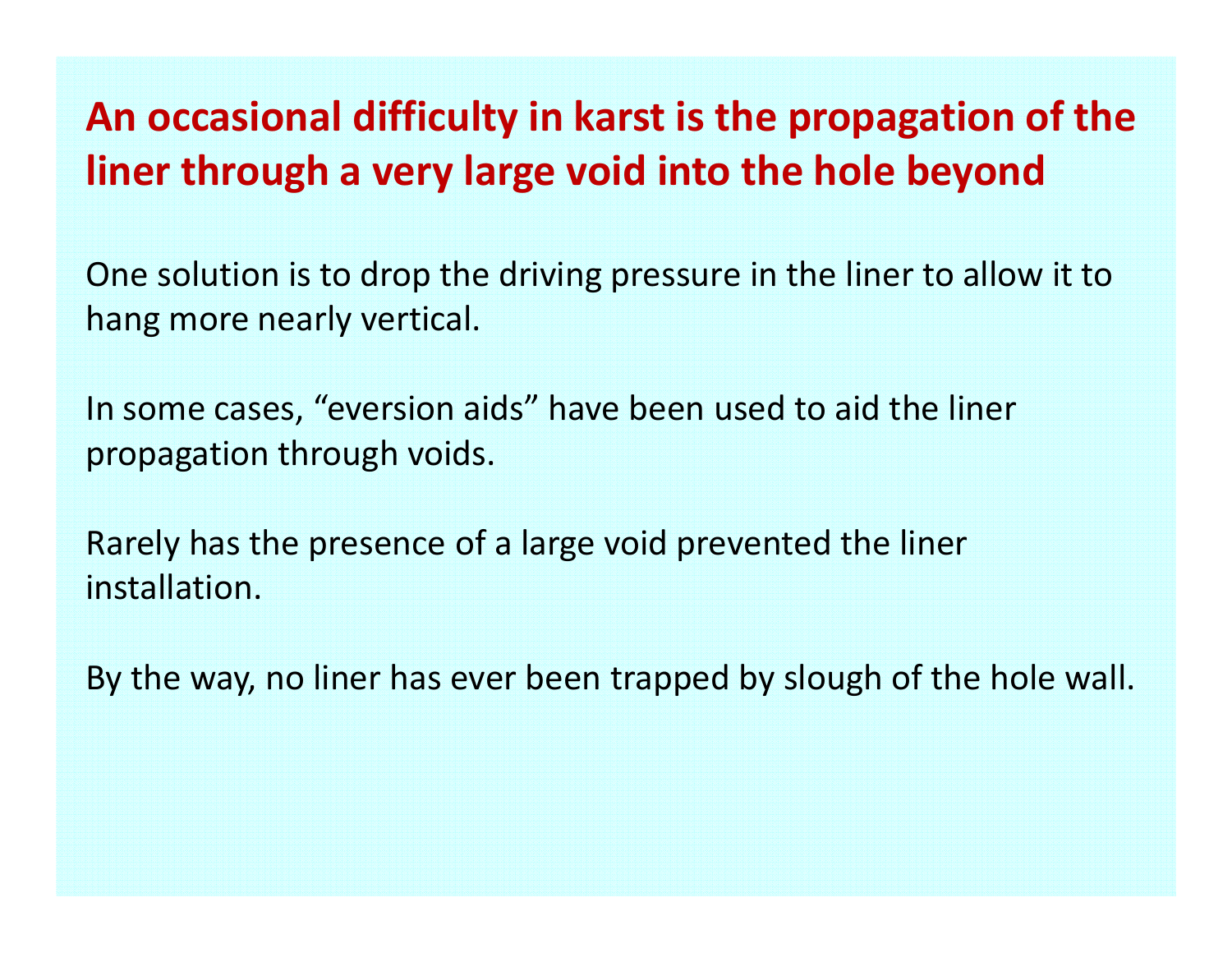## An occasional difficulty in karst is the propagation of the liner through a very large void into the hole beyond

One solution is to drop the driving pressure in the liner to allow it to hang more nearly vertical.

In some cases, "eversion aids" have been used to aid the liner propagation through voids.

Rarely has the presence of a large void prevented the liner installation.

By the way, no liner has ever been trapped by slough of the hole wall.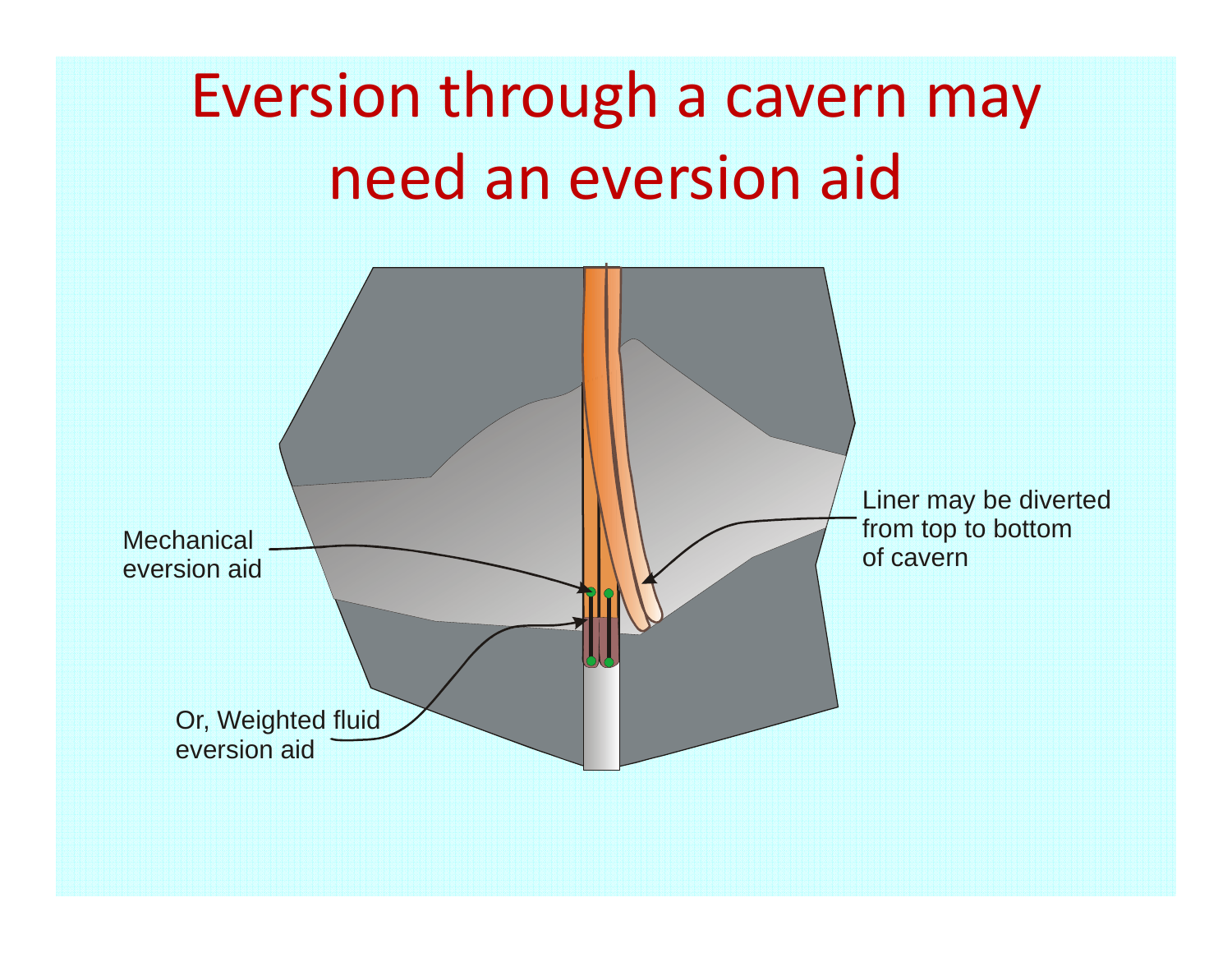# Eversion through a cavern may need an eversion aid

Mechanical eversion aid

Or, Weighted fluid eversion aid

Liner may be diverted from top to bottom of cavern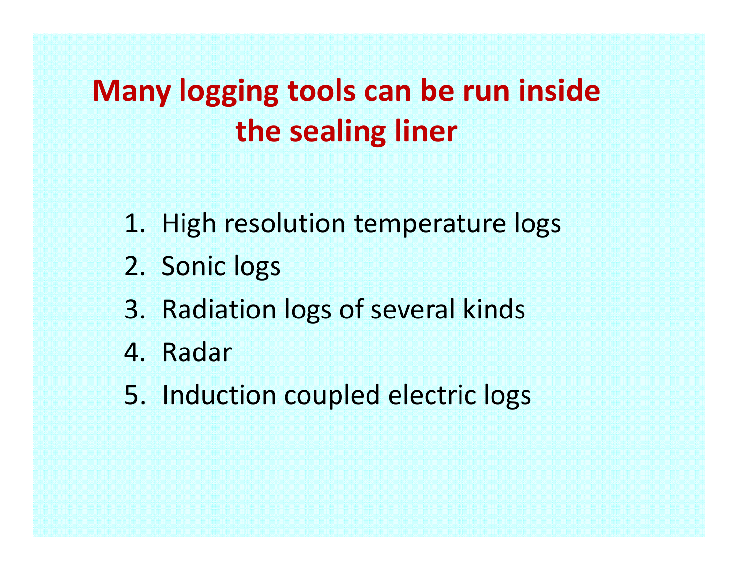# Many logging tools can be run inside the sealing liner

1. High resolution temperature logs
2. Sonic logs
3. Radiation logs of several kinds
4. Radar
5. Induction coupled electric logs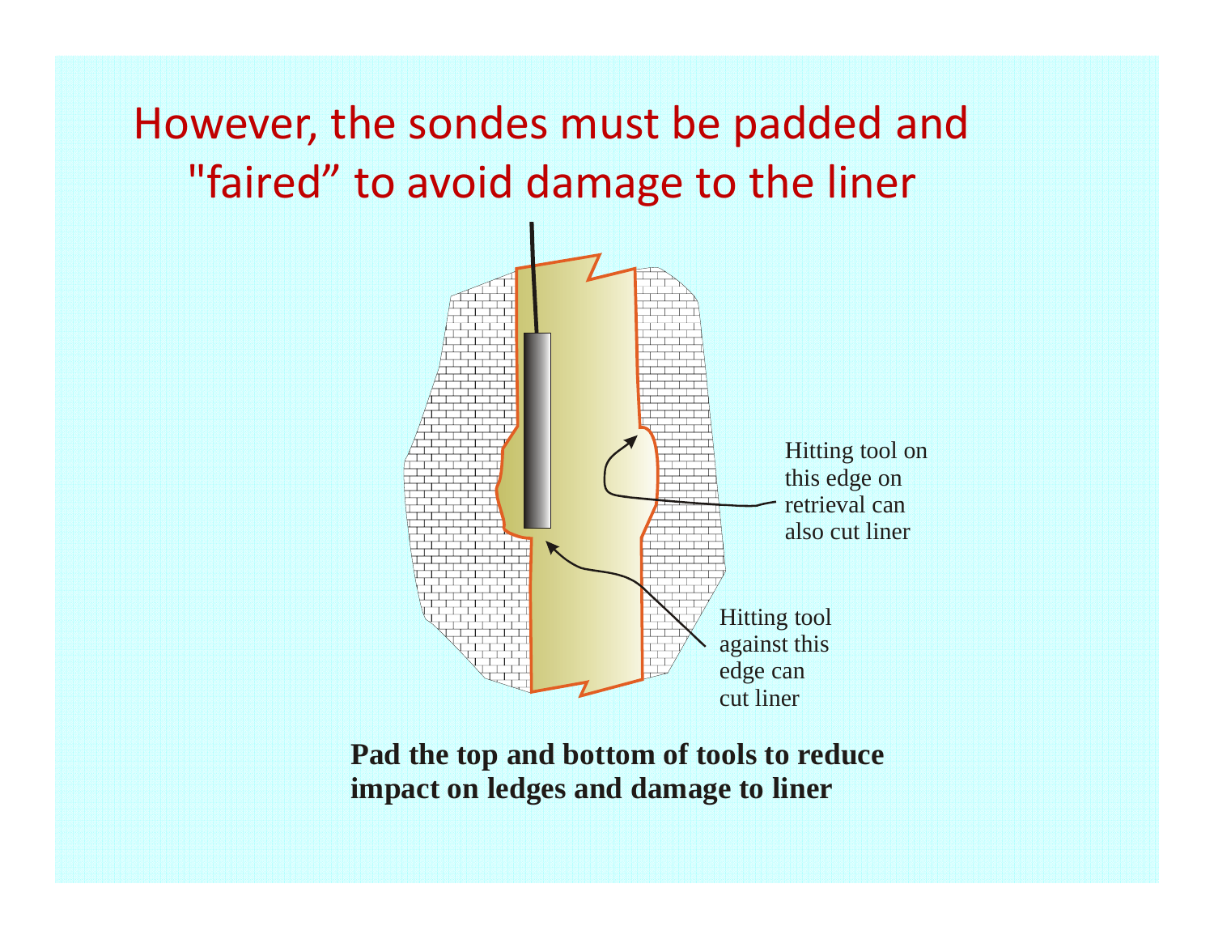# However, the sondes must be padded and "faired" to avoid damage to the liner

Hitting tool on this edge on retrieval can also cut liner

Hitting tool against this edge can cut liner

**Pad the top and bottom of tools to reduce impact on ledges and damage to liner**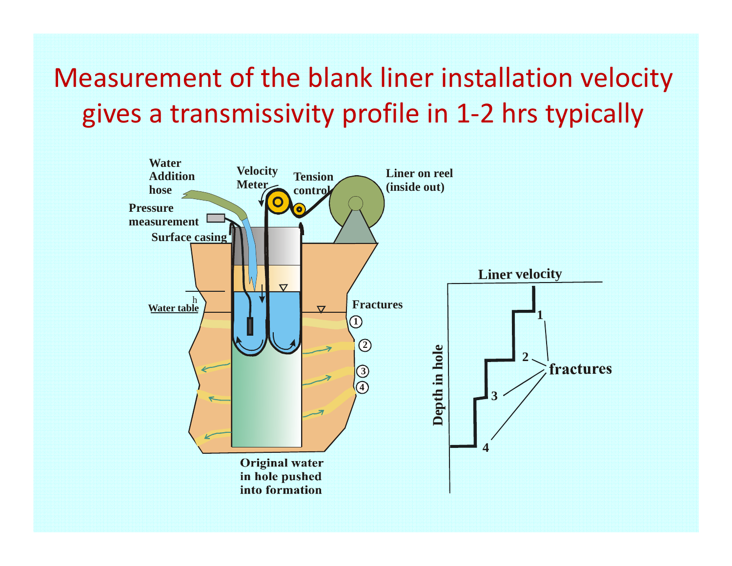# Measurement of the blank liner installation velocity gives a transmissivity profile in 1-2 hrs typically

Water Addition hose

Velocity Meter

Tension control

Liner on reel (inside out)

Pressure measurement

Surface casing

h

Water table

Fractures

1

2

3

4

Original water in hole pushed into formation

Liner velocity

Depth in hole

1

2

3

4

fractures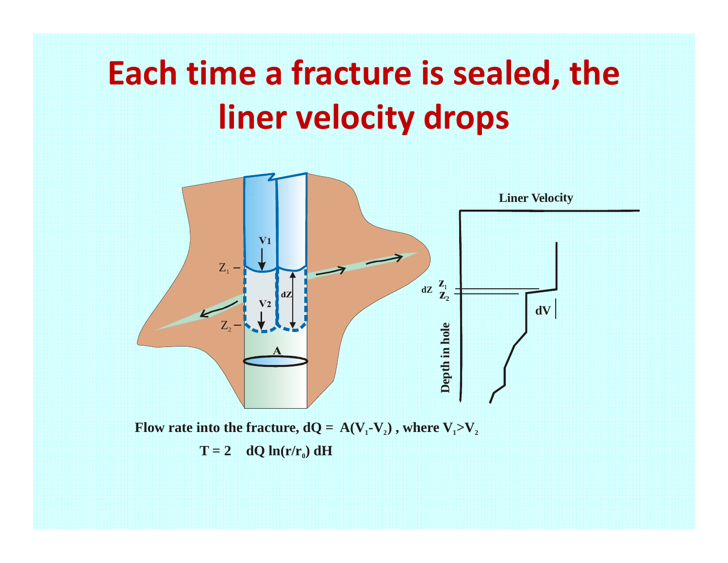# Each time a fracture is sealed, the liner velocity drops

Liner Velocity

$V1$

$Z_1$

$V2$

$dZ$

$Z_2$

A

$dZ$ $Z_1$ $Z_2$

$dV$

Depth in hole

**Flow rate into the fracture, $dQ = A(V_1 - V_2)$, where $V_1 > V_2$**

**$T = 2 \quad dQ \ln(r/r_0)\ dH$**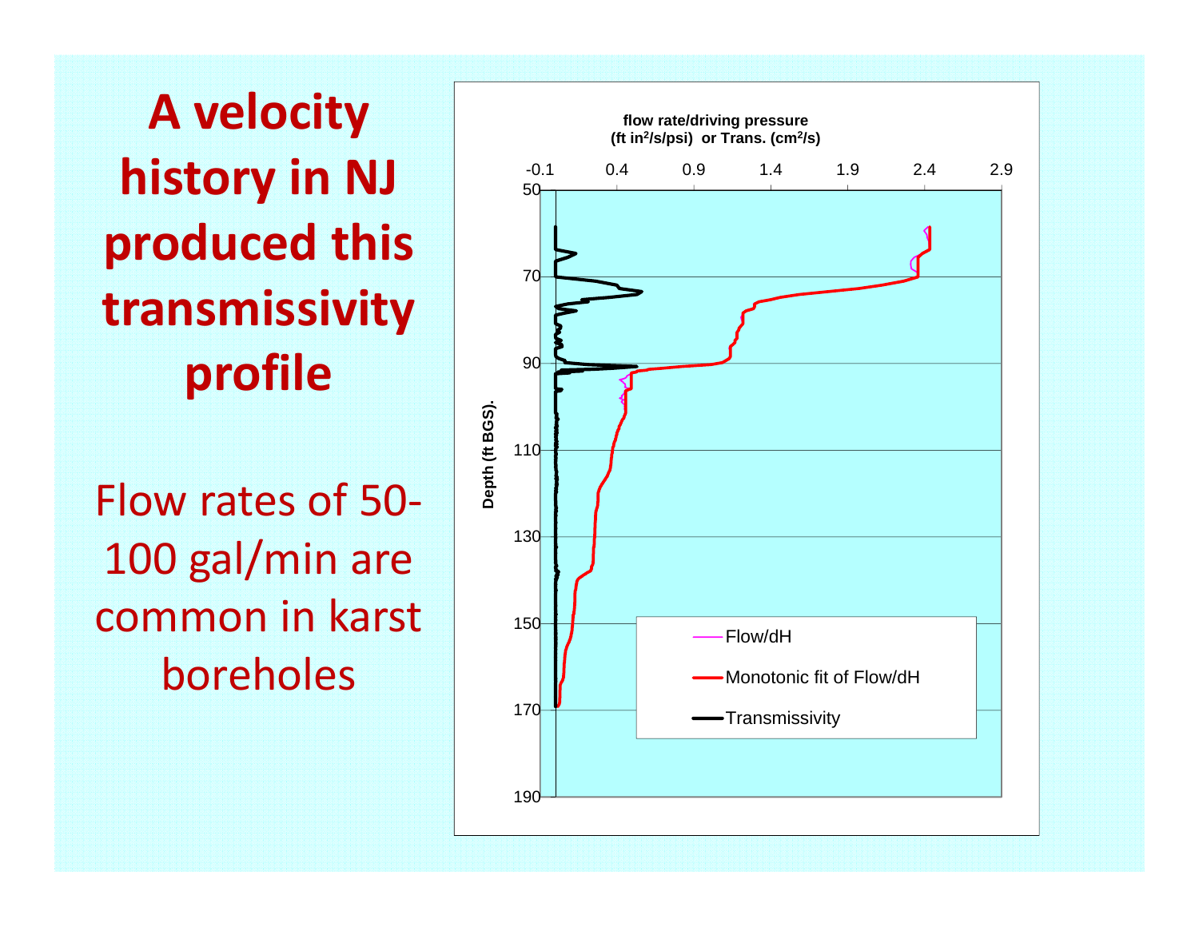# A velocity history in NJ produced this transmissivity profile

Flow rates of 50-100 gal/min are common in karst boreholes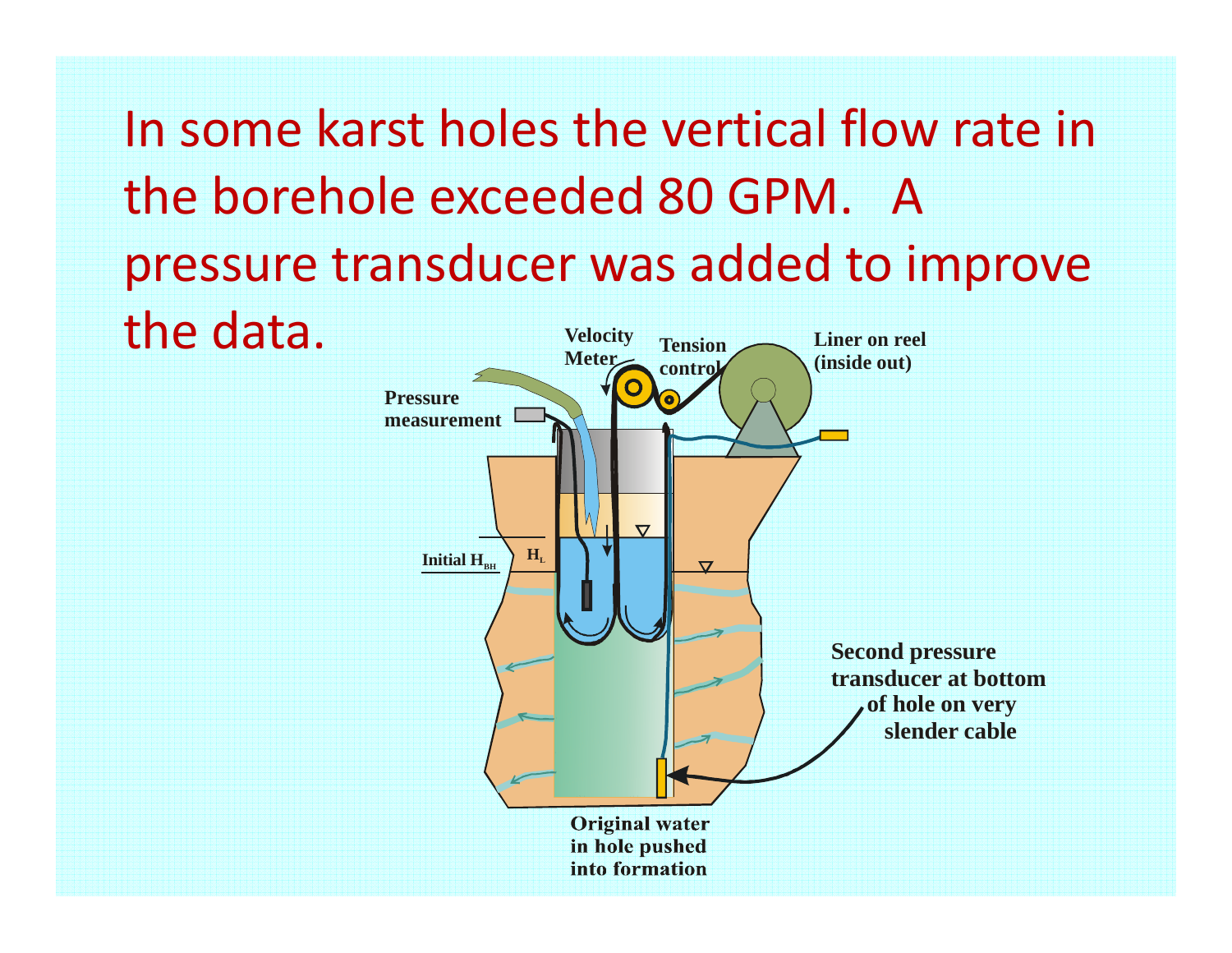In some karst holes the vertical flow rate in the borehole exceeded 80 GPM. A pressure transducer was added to improve the data.

Velocity Meter

Tension control

Liner on reel (inside out)

Pressure measurement

Initial $H_{BH}$

$H_L$

Second pressure transducer at bottom of hole on very slender cable

Original water in hole pushed into formation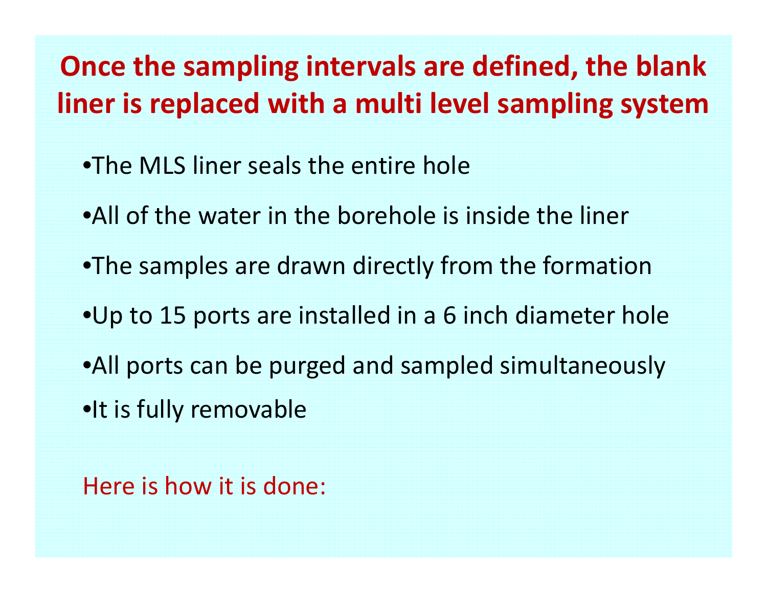# Once the sampling intervals are defined, the blank liner is replaced with a multi level sampling system

- The MLS liner seals the entire hole
- All of the water in the borehole is inside the liner
- The samples are drawn directly from the formation
- Up to 15 ports are installed in a 6 inch diameter hole
- All ports can be purged and sampled simultaneously
- It is fully removable

Here is how it is done: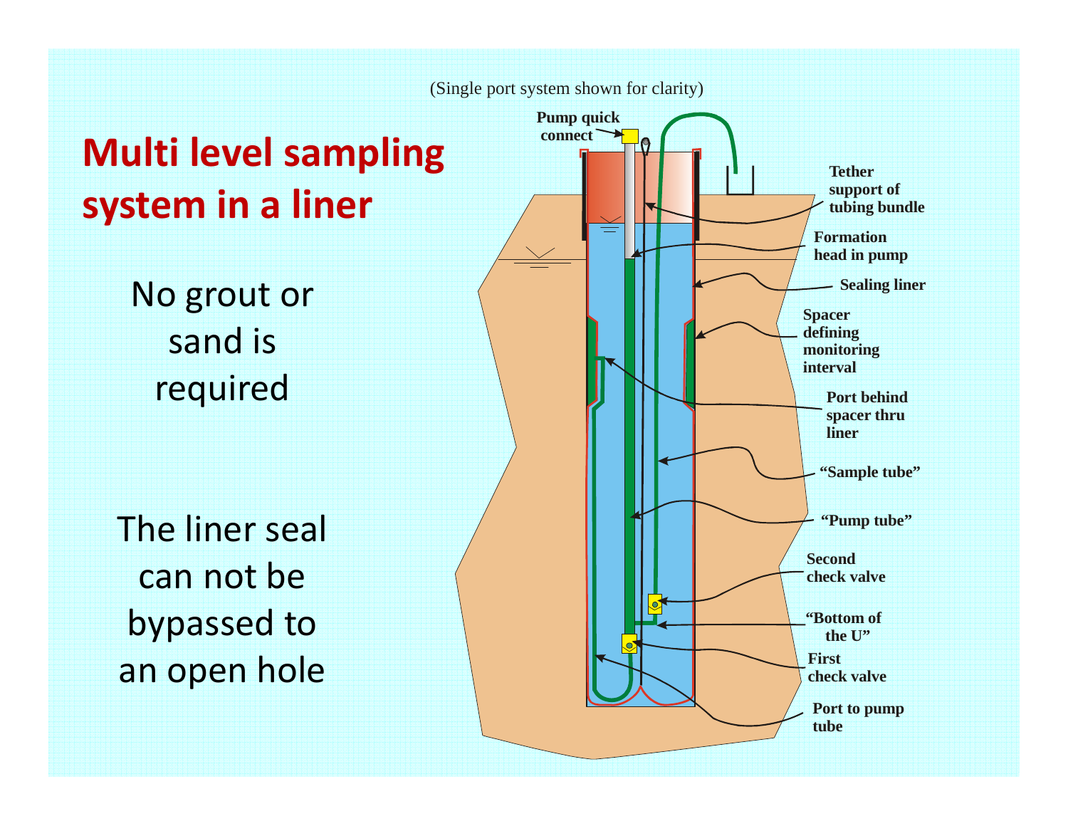# Multi level sampling system in a liner

No grout or sand is required

The liner seal can not be bypassed to an open hole

(Single port system shown for clarity)

Pump quick connect

Tether support of tubing bundle

Formation head in pump

Sealing liner

Spacer defining monitoring interval

Port behind spacer thru liner

"Sample tube"

"Pump tube"

Second check valve

"Bottom of the U"

First check valve

Port to pump tube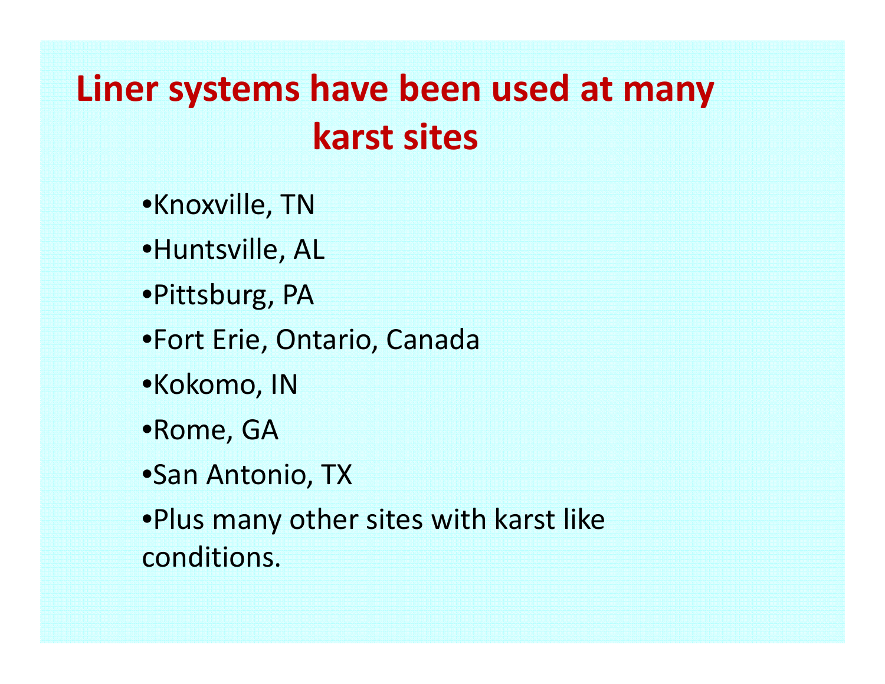# Liner systems have been used at many karst sites

- Knoxville, TN
- Huntsville, AL
- Pittsburg, PA
- Fort Erie, Ontario, Canada
- Kokomo, IN
- Rome, GA
- San Antonio, TX
- Plus many other sites with karst like conditions.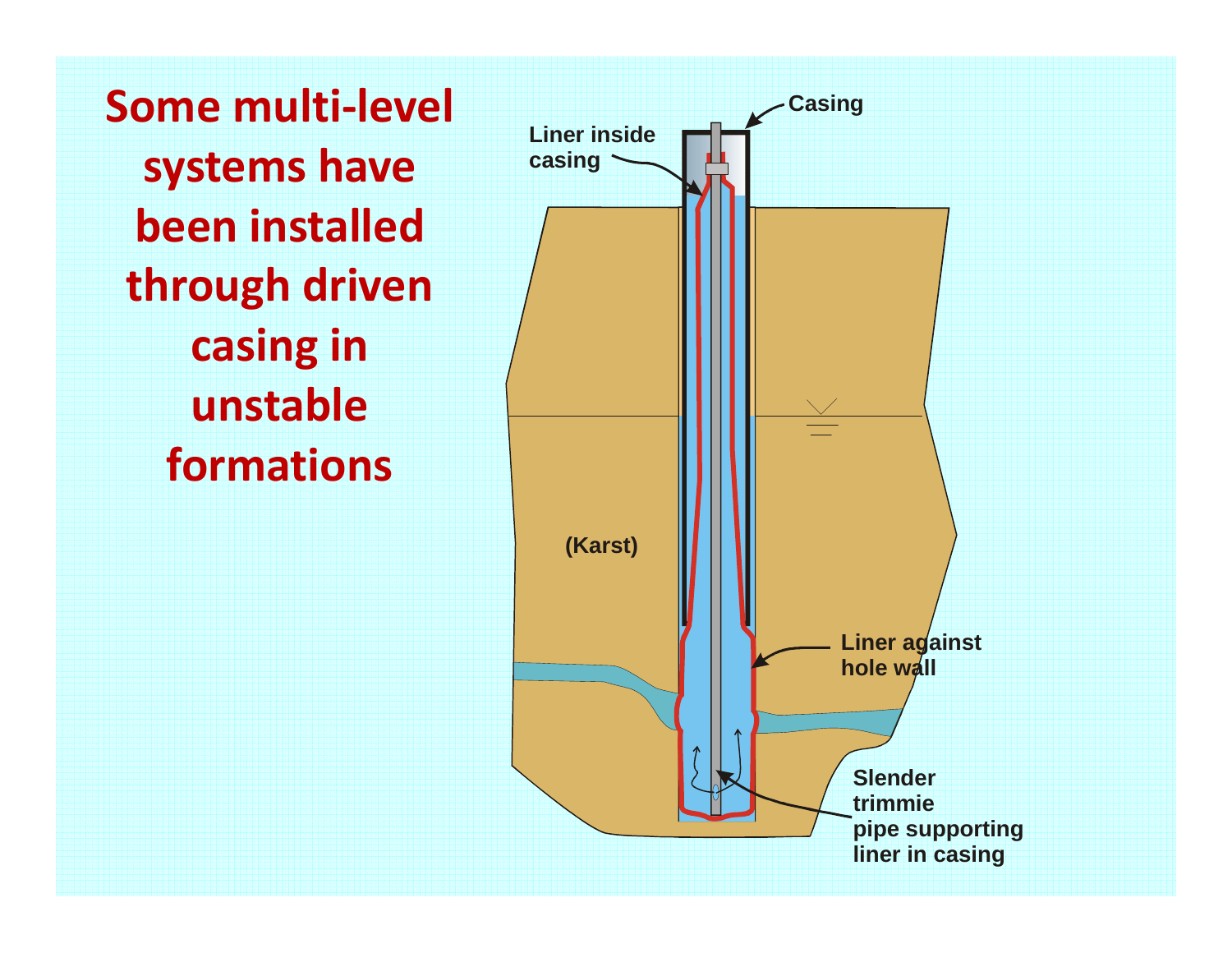# Some multi-level systems have been installed through driven casing in unstable formations

Casing

Liner inside casing

(Karst)

Liner against hole wall

Slender trimmie pipe supporting liner in casing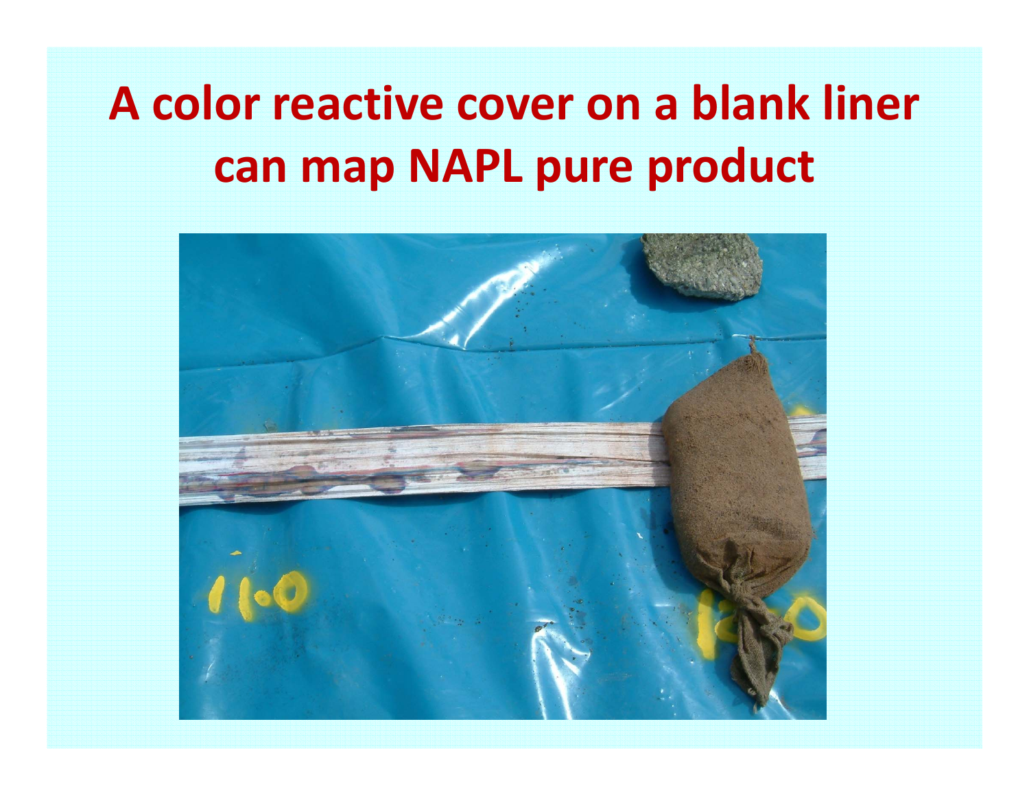# A color reactive cover on a blank liner can map NAPL pure product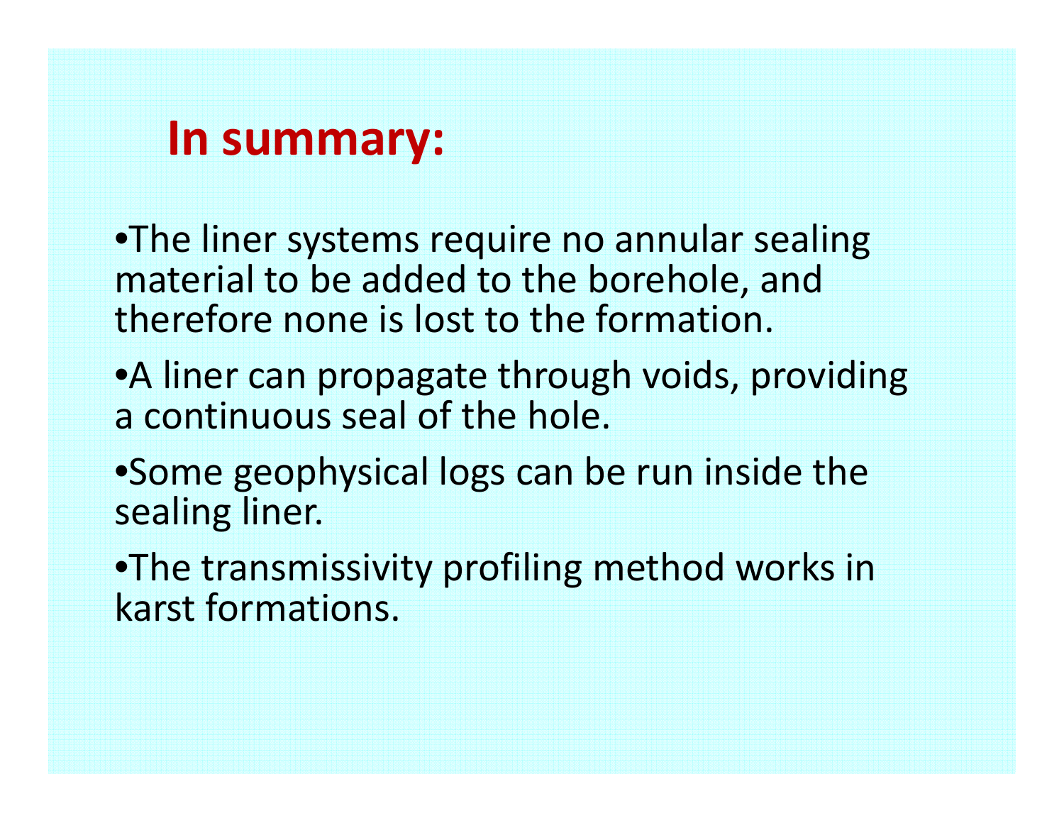# In summary:

- The liner systems require no annular sealing material to be added to the borehole, and therefore none is lost to the formation.
- A liner can propagate through voids, providing a continuous seal of the hole.
- Some geophysical logs can be run inside the sealing liner.
- The transmissivity profiling method works in karst formations.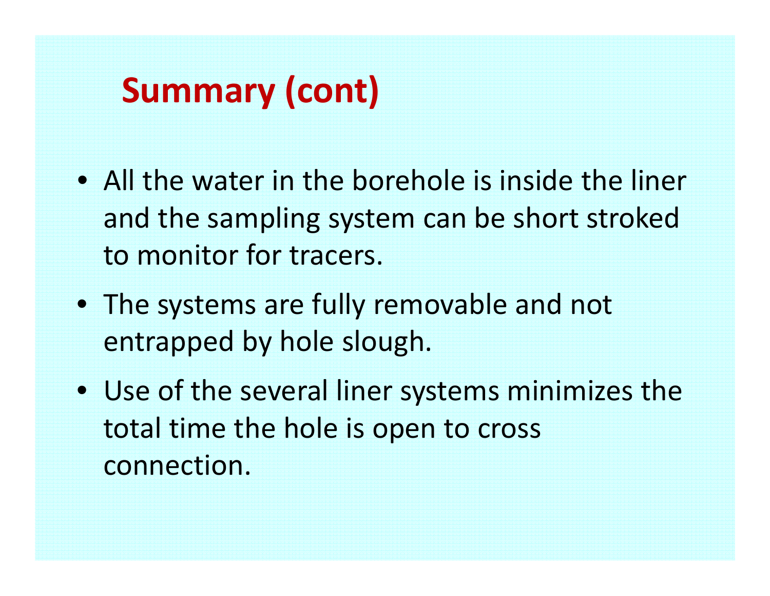# Summary (cont)

- All the water in the borehole is inside the liner and the sampling system can be short stroked to monitor for tracers.
- The systems are fully removable and not entrapped by hole slough.
- Use of the several liner systems minimizes the total time the hole is open to cross connection.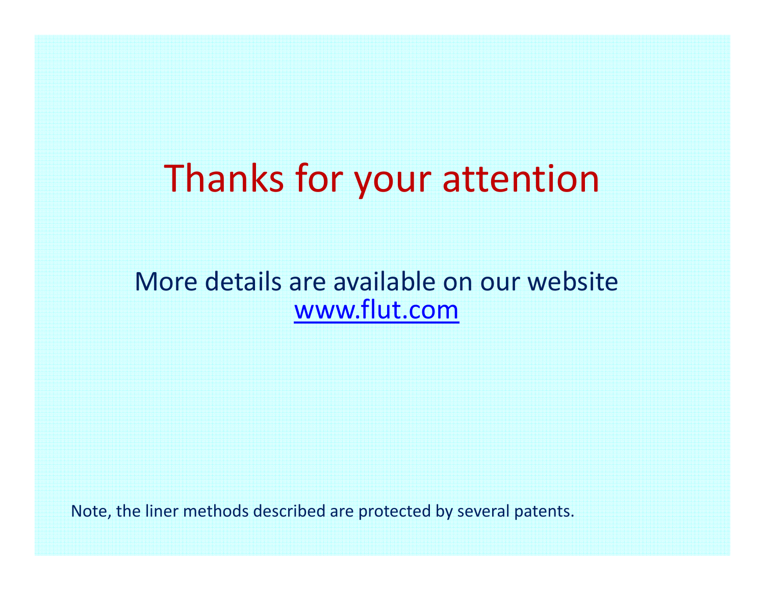# Thanks for your attention

More details are available on our website
[www.flut.com](http://www.flut.com)

Note, the liner methods described are protected by several patents.